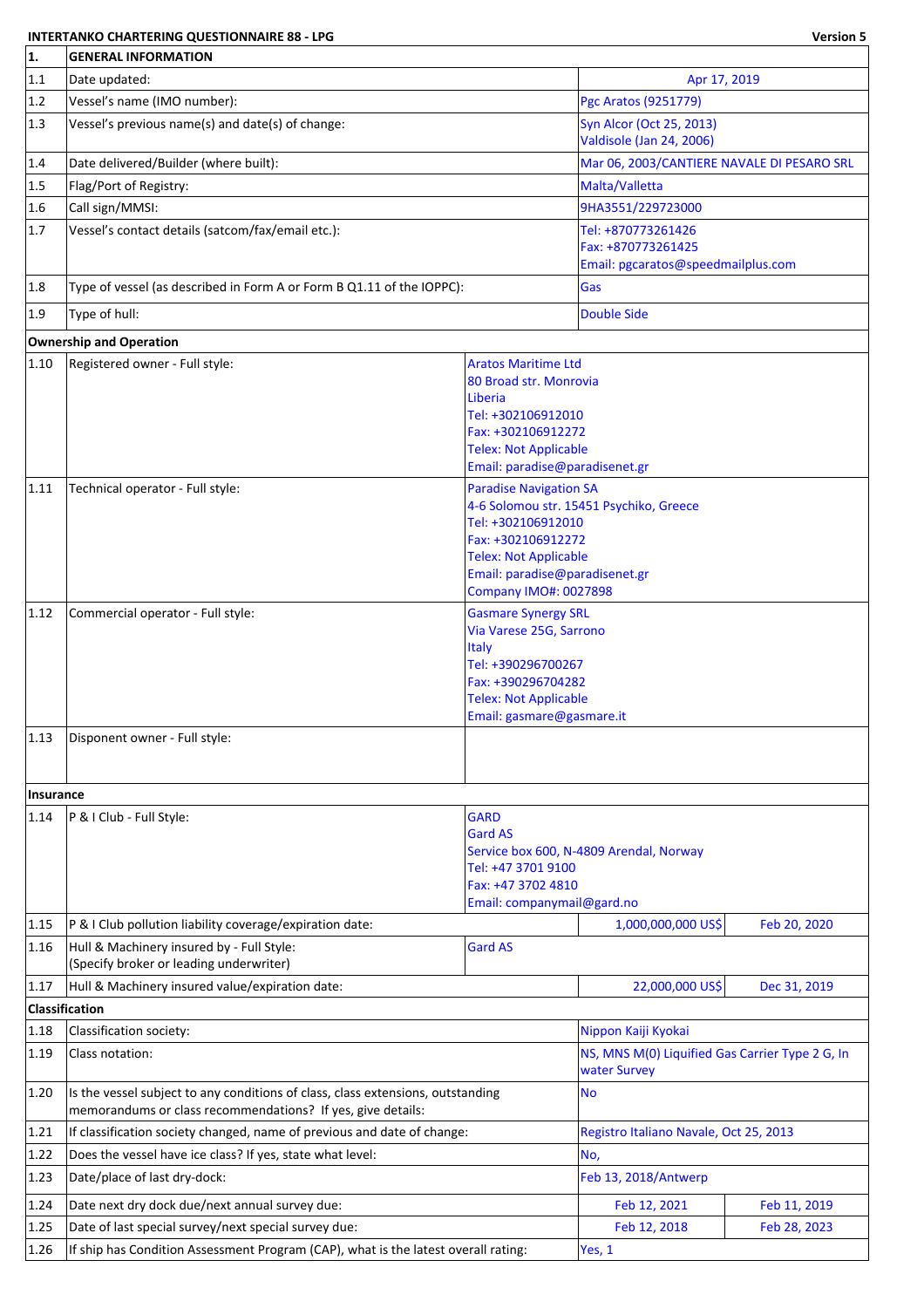**INTERTANKO CHARTERING QUESTIONNAIRE 88 - LPG** **Version 5**

| | | | |
|---|---|---|---|
| **1.** | **GENERAL INFORMATION** | | |
| 1.1 | Date updated: | Apr 17, 2019 | |
| 1.2 | Vessel's name (IMO number): | Pgc Aratos (9251779) | |
| 1.3 | Vessel's previous name(s) and date(s) of change: | Syn Alcor (Oct 25, 2013)<br>Valdisole (Jan 24, 2006) | |
| 1.4 | Date delivered/Builder (where built): | Mar 06, 2003/CANTIERE NAVALE DI PESARO SRL | |
| 1.5 | Flag/Port of Registry: | Malta/Valletta | |
| 1.6 | Call sign/MMSI: | 9HA3551/229723000 | |
| 1.7 | Vessel's contact details (satcom/fax/email etc.): | Tel: +870773261426<br>Fax: +870773261425<br>Email: pgcaratos@speedmailplus.com | |
| 1.8 | Type of vessel (as described in Form A or Form B Q1.11 of the IOPPC): | Gas | |
| 1.9 | Type of hull: | Double Side | |
| **Ownership and Operation** | | | |
| 1.10 | Registered owner - Full style: | Aratos Maritime Ltd<br>80 Broad str. Monrovia<br>Liberia<br>Tel: +302106912010<br>Fax: +302106912272<br>Telex: Not Applicable<br>Email: paradise@paradisenet.gr | |
| 1.11 | Technical operator - Full style: | Paradise Navigation SA<br>4-6 Solomou str. 15451 Psychiko, Greece<br>Tel: +302106912010<br>Fax: +302106912272<br>Telex: Not Applicable<br>Email: paradise@paradisenet.gr<br>Company IMO#: 0027898 | |
| 1.12 | Commercial operator - Full style: | Gasmare Synergy SRL<br>Via Varese 25G, Sarrono<br>Italy<br>Tel: +390296700267<br>Fax: +390296704282<br>Telex: Not Applicable<br>Email: gasmare@gasmare.it | |
| 1.13 | Disponent owner - Full style: | | |
| **Insurance** | | | |
| 1.14 | P & I Club - Full Style: | GARD<br>Gard AS<br>Service box 600, N-4809 Arendal, Norway<br>Tel: +47 3701 9100<br>Fax: +47 3702 4810<br>Email: companymail@gard.no | |
| 1.15 | P & I Club pollution liability coverage/expiration date: | 1,000,000,000 US$ | Feb 20, 2020 |
| 1.16 | Hull & Machinery insured by - Full Style:<br>(Specify broker or leading underwriter) | Gard AS | |
| 1.17 | Hull & Machinery insured value/expiration date: | 22,000,000 US$ | Dec 31, 2019 |
| **Classification** | | | |
| 1.18 | Classification society: | Nippon Kaiji Kyokai | |
| 1.19 | Class notation: | NS, MNS M(0) Liquified Gas Carrier Type 2 G, In water Survey | |
| 1.20 | Is the vessel subject to any conditions of class, class extensions, outstanding memorandums or class recommendations? If yes, give details: | No | |
| 1.21 | If classification society changed, name of previous and date of change: | Registro Italiano Navale, Oct 25, 2013 | |
| 1.22 | Does the vessel have ice class? If yes, state what level: | No, | |
| 1.23 | Date/place of last dry-dock: | Feb 13, 2018/Antwerp | |
| 1.24 | Date next dry dock due/next annual survey due: | Feb 12, 2021 | Feb 11, 2019 |
| 1.25 | Date of last special survey/next special survey due: | Feb 12, 2018 | Feb 28, 2023 |
| 1.26 | If ship has Condition Assessment Program (CAP), what is the latest overall rating: | Yes, 1 | |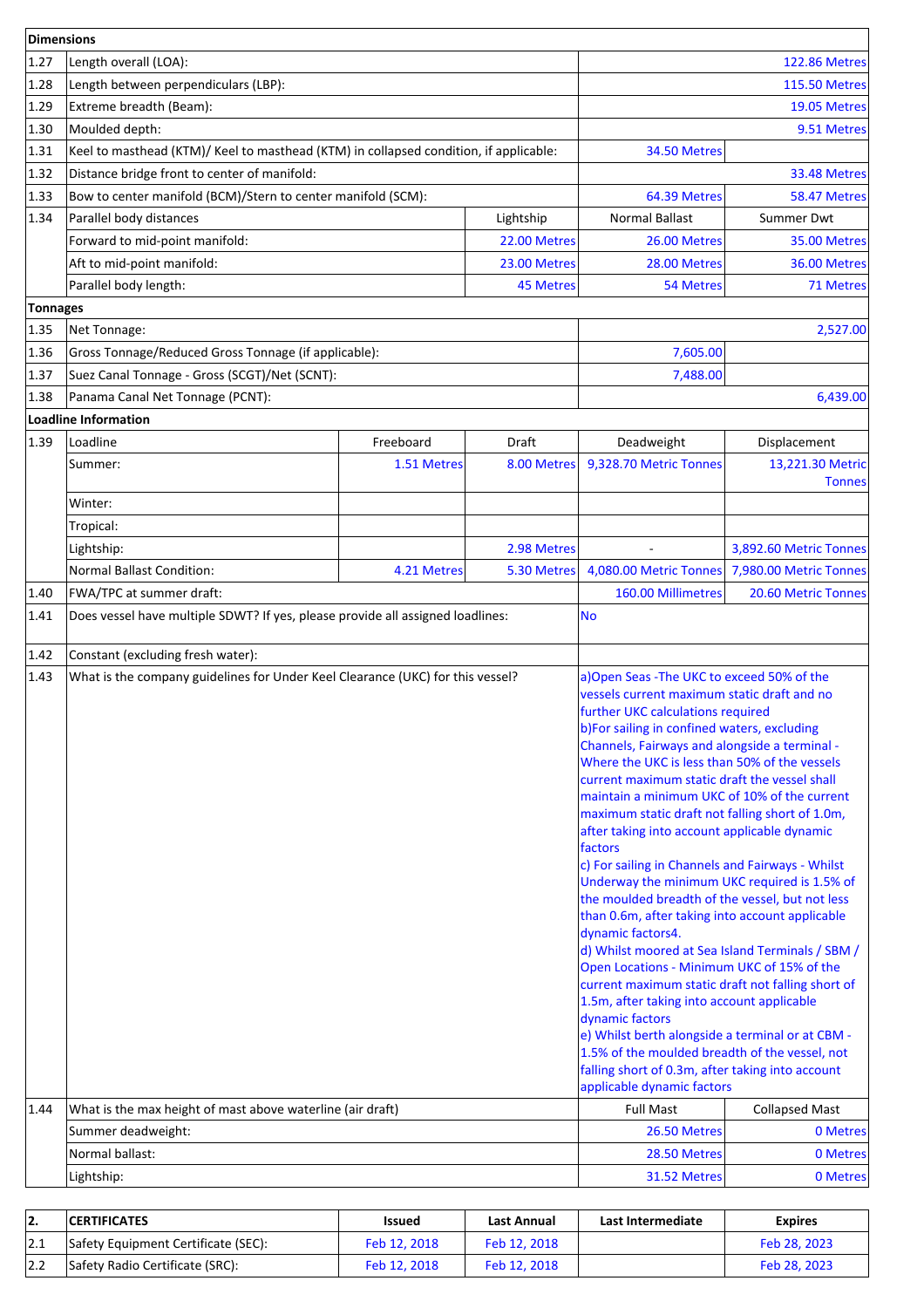| | **Dimensions** | | | | |
|---|---|---|---|---|---|
| 1.27 | Length overall (LOA): | | | | 122.86 Metres |
| 1.28 | Length between perpendiculars (LBP): | | | | 115.50 Metres |
| 1.29 | Extreme breadth (Beam): | | | | 19.05 Metres |
| 1.30 | Moulded depth: | | | | 9.51 Metres |
| 1.31 | Keel to masthead (KTM)/ Keel to masthead (KTM) in collapsed condition, if applicable: | | | 34.50 Metres | |
| 1.32 | Distance bridge front to center of manifold: | | | | 33.48 Metres |
| 1.33 | Bow to center manifold (BCM)/Stern to center manifold (SCM): | | | 64.39 Metres | 58.47 Metres |
| 1.34 | Parallel body distances | | Lightship | Normal Ballast | Summer Dwt |
| | Forward to mid-point manifold: | | 22.00 Metres | 26.00 Metres | 35.00 Metres |
| | Aft to mid-point manifold: | | 23.00 Metres | 28.00 Metres | 36.00 Metres |
| | Parallel body length: | | 45 Metres | 54 Metres | 71 Metres |
| | **Tonnages** | | | | |
| 1.35 | Net Tonnage: | | | | 2,527.00 |
| 1.36 | Gross Tonnage/Reduced Gross Tonnage (if applicable): | | | 7,605.00 | |
| 1.37 | Suez Canal Tonnage - Gross (SCGT)/Net (SCNT): | | | 7,488.00 | |
| 1.38 | Panama Canal Net Tonnage (PCNT): | | | | 6,439.00 |
| | **Loadline Information** | | | | |
| 1.39 | Loadline | Freeboard | Draft | Deadweight | Displacement |
| | Summer: | 1.51 Metres | 8.00 Metres | 9,328.70 Metric Tonnes | 13,221.30 Metric Tonnes |
| | Winter: | | | | |
| | Tropical: | | | | |
| | Lightship: | | 2.98 Metres | - | 3,892.60 Metric Tonnes |
| | Normal Ballast Condition: | 4.21 Metres | 5.30 Metres | 4,080.00 Metric Tonnes | 7,980.00 Metric Tonnes |
| 1.40 | FWA/TPC at summer draft: | | | 160.00 Millimetres | 20.60 Metric Tonnes |
| 1.41 | Does vessel have multiple SDWT? If yes, please provide all assigned loadlines: | | | No | |
| 1.42 | Constant (excluding fresh water): | | | | |
| 1.43 | What is the company guidelines for Under Keel Clearance (UKC) for this vessel? | | | a)Open Seas -The UKC to exceed 50% of the vessels current maximum static draft and no further UKC calculations required b)For sailing in confined waters, excluding Channels, Fairways and alongside a terminal - Where the UKC is less than 50% of the vessels current maximum static draft the vessel shall maintain a minimum UKC of 10% of the current maximum static draft not falling short of 1.0m, after taking into account applicable dynamic factors c) For sailing in Channels and Fairways - Whilst Underway the minimum UKC required is 1.5% of the moulded breadth of the vessel, but not less than 0.6m, after taking into account applicable dynamic factors4. d) Whilst moored at Sea Island Terminals / SBM / Open Locations - Minimum UKC of 15% of the current maximum static draft not falling short of 1.5m, after taking into account applicable dynamic factors e) Whilst berth alongside a terminal or at CBM - 1.5% of the moulded breadth of the vessel, not falling short of 0.3m, after taking into account applicable dynamic factors | |
| 1.44 | What is the max height of mast above waterline (air draft) | | | Full Mast | Collapsed Mast |
| | Summer deadweight: | | | 26.50 Metres | 0 Metres |
| | Normal ballast: | | | 28.50 Metres | 0 Metres |
| | Lightship: | | | 31.52 Metres | 0 Metres |

| 2. | CERTIFICATES | Issued | Last Annual | Last Intermediate | Expires |
|---|---|---|---|---|---|
| 2.1 | Safety Equipment Certificate (SEC): | Feb 12, 2018 | Feb 12, 2018 | | Feb 28, 2023 |
| 2.2 | Safety Radio Certificate (SRC): | Feb 12, 2018 | Feb 12, 2018 | | Feb 28, 2023 |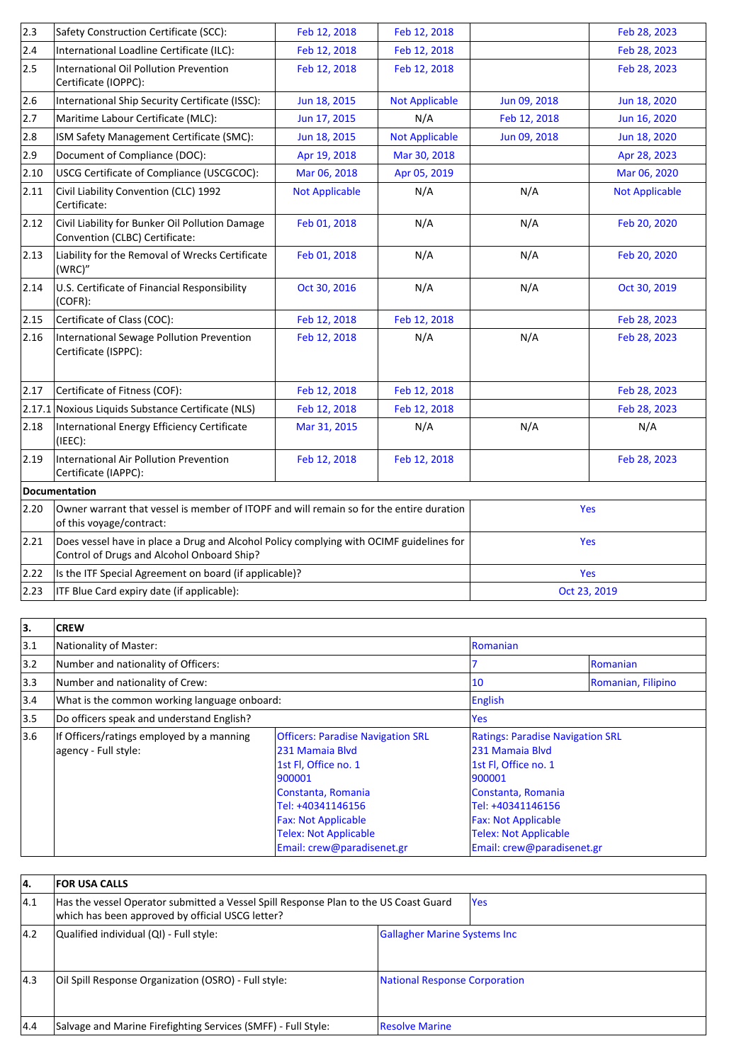| | | | | | |
|---|---|---|---|---|---|
| 2.3 | Safety Construction Certificate (SCC): | Feb 12, 2018 | Feb 12, 2018 | | Feb 28, 2023 |
| 2.4 | International Loadline Certificate (ILC): | Feb 12, 2018 | Feb 12, 2018 | | Feb 28, 2023 |
| 2.5 | International Oil Pollution Prevention Certificate (IOPPC): | Feb 12, 2018 | Feb 12, 2018 | | Feb 28, 2023 |
| 2.6 | International Ship Security Certificate (ISSC): | Jun 18, 2015 | Not Applicable | Jun 09, 2018 | Jun 18, 2020 |
| 2.7 | Maritime Labour Certificate (MLC): | Jun 17, 2015 | N/A | Feb 12, 2018 | Jun 16, 2020 |
| 2.8 | ISM Safety Management Certificate (SMC): | Jun 18, 2015 | Not Applicable | Jun 09, 2018 | Jun 18, 2020 |
| 2.9 | Document of Compliance (DOC): | Apr 19, 2018 | Mar 30, 2018 | | Apr 28, 2023 |
| 2.10 | USCG Certificate of Compliance (USCGCOC): | Mar 06, 2018 | Apr 05, 2019 | | Mar 06, 2020 |
| 2.11 | Civil Liability Convention (CLC) 1992 Certificate: | Not Applicable | N/A | N/A | Not Applicable |
| 2.12 | Civil Liability for Bunker Oil Pollution Damage Convention (CLBC) Certificate: | Feb 01, 2018 | N/A | N/A | Feb 20, 2020 |
| 2.13 | Liability for the Removal of Wrecks Certificate (WRC)" | Feb 01, 2018 | N/A | N/A | Feb 20, 2020 |
| 2.14 | U.S. Certificate of Financial Responsibility (COFR): | Oct 30, 2016 | N/A | N/A | Oct 30, 2019 |
| 2.15 | Certificate of Class (COC): | Feb 12, 2018 | Feb 12, 2018 | | Feb 28, 2023 |
| 2.16 | International Sewage Pollution Prevention Certificate (ISPPC): | Feb 12, 2018 | N/A | N/A | Feb 28, 2023 |
| 2.17 | Certificate of Fitness (COF): | Feb 12, 2018 | Feb 12, 2018 | | Feb 28, 2023 |
| 2.17.1 | Noxious Liquids Substance Certificate (NLS) | Feb 12, 2018 | Feb 12, 2018 | | Feb 28, 2023 |
| 2.18 | International Energy Efficiency Certificate (IEEC): | Mar 31, 2015 | N/A | N/A | N/A |
| 2.19 | International Air Pollution Prevention Certificate (IAPPC): | Feb 12, 2018 | Feb 12, 2018 | | Feb 28, 2023 |

| **Documentation** | | |
|---|---|---|
| 2.20 | Owner warrant that vessel is member of ITOPF and will remain so for the entire duration of this voyage/contract: | Yes |
| 2.21 | Does vessel have in place a Drug and Alcohol Policy complying with OCIMF guidelines for Control of Drugs and Alcohol Onboard Ship? | Yes |
| 2.22 | Is the ITF Special Agreement on board (if applicable)? | Yes |
| 2.23 | ITF Blue Card expiry date (if applicable): | Oct 23, 2019 |

| **3.** | **CREW** | | | |
|---|---|---|---|---|
| 3.1 | Nationality of Master: | | Romanian | |
| 3.2 | Number and nationality of Officers: | | 7 | Romanian |
| 3.3 | Number and nationality of Crew: | | 10 | Romanian, Filipino |
| 3.4 | What is the common working language onboard: | | English | |
| 3.5 | Do officers speak and understand English? | | Yes | |
| 3.6 | If Officers/ratings employed by a manning agency - Full style: | Officers: Paradise Navigation SRL<br>231 Mamaia Blvd<br>1st Fl, Office no. 1<br>900001<br>Constanta, Romania<br>Tel: +40341146156<br>Fax: Not Applicable<br>Telex: Not Applicable<br>Email: crew@paradisenet.gr | Ratings: Paradise Navigation SRL<br>231 Mamaia Blvd<br>1st Fl, Office no. 1<br>900001<br>Constanta, Romania<br>Tel: +40341146156<br>Fax: Not Applicable<br>Telex: Not Applicable<br>Email: crew@paradisenet.gr | |

| **4.** | **FOR USA CALLS** | |
|---|---|---|
| 4.1 | Has the vessel Operator submitted a Vessel Spill Response Plan to the US Coast Guard which has been approved by official USCG letter? | Yes |
| 4.2 | Qualified individual (QI) - Full style: | Gallagher Marine Systems Inc |
| 4.3 | Oil Spill Response Organization (OSRO) - Full style: | National Response Corporation |
| 4.4 | Salvage and Marine Firefighting Services (SMFF) - Full Style: | Resolve Marine |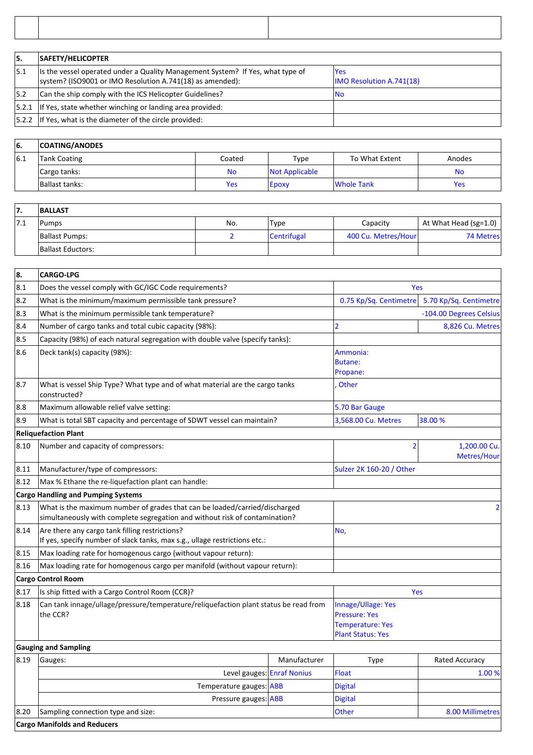| | | |
|---|---|---|
| | | |

| 5. | SAFETY/HELICOPTER | |
|---|---|---|
| 5.1 | Is the vessel operated under a Quality Management System? If Yes, what type of system? (ISO9001 or IMO Resolution A.741(18) as amended): | Yes<br>IMO Resolution A.741(18) |
| 5.2 | Can the ship comply with the ICS Helicopter Guidelines? | No |
| 5.2.1 | If Yes, state whether winching or landing area provided: | |
| 5.2.2 | If Yes, what is the diameter of the circle provided: | |

| 6. | COATING/ANODES | | | | |
|---|---|---|---|---|---|
| 6.1 | Tank Coating | Coated | Type | To What Extent | Anodes |
| | Cargo tanks: | No | Not Applicable | | No |
| | Ballast tanks: | Yes | Epoxy | Whole Tank | Yes |

| 7. | BALLAST | | | | |
|---|---|---|---|---|---|
| 7.1 | Pumps | No. | Type | Capacity | At What Head (sg=1.0) |
| | Ballast Pumps: | 2 | Centrifugal | 400 Cu. Metres/Hour | 74 Metres |
| | Ballast Eductors: | | | | |

| 8. | CARGO-LPG | | | |
|---|---|---|---|---|
| 8.1 | Does the vessel comply with GC/IGC Code requirements? | | Yes | |
| 8.2 | What is the minimum/maximum permissible tank pressure? | | 0.75 Kp/Sq. Centimetre | 5.70 Kp/Sq. Centimetre |
| 8.3 | What is the minimum permissible tank temperature? | | | -104.00 Degrees Celsius |
| 8.4 | Number of cargo tanks and total cubic capacity (98%): | | 2 | 8,826 Cu. Metres |
| 8.5 | Capacity (98%) of each natural segregation with double valve (specify tanks): | | | |
| 8.6 | Deck tank(s) capacity (98%): | | Ammonia:<br>Butane:<br>Propane: | |
| 8.7 | What is vessel Ship Type? What type and of what material are the cargo tanks constructed? | | , Other | |
| 8.8 | Maximum allowable relief valve setting: | | 5.70 Bar Gauge | |
| 8.9 | What is total SBT capacity and percentage of SDWT vessel can maintain? | | 3,568.00 Cu. Metres | 38.00 % |
| **Reliquefaction Plant** | | | | |
| 8.10 | Number and capacity of compressors: | | 2 | 1,200.00 Cu. Metres/Hour |
| 8.11 | Manufacturer/type of compressors: | | Sulzer 2K 160-20 / Other | |
| 8.12 | Max % Ethane the re-liquefaction plant can handle: | | | |
| **Cargo Handling and Pumping Systems** | | | | |
| 8.13 | What is the maximum number of grades that can be loaded/carried/discharged simultaneously with complete segregation and without risk of contamination? | | | 2 |
| 8.14 | Are there any cargo tank filling restrictions?<br>If yes, specify number of slack tanks, max s.g., ullage restrictions etc.: | | No, | |
| 8.15 | Max loading rate for homogenous cargo (without vapour return): | | | |
| 8.16 | Max loading rate for homogenous cargo per manifold (without vapour return): | | | |
| **Cargo Control Room** | | | | |
| 8.17 | Is ship fitted with a Cargo Control Room (CCR)? | | Yes | |
| 8.18 | Can tank innage/ullage/pressure/temperature/reliquefaction plant status be read from the CCR? | | Innage/Ullage: Yes<br>Pressure: Yes<br>Temperature: Yes<br>Plant Status: Yes | |
| **Gauging and Sampling** | | | | |
| 8.19 | Gauges: | Manufacturer | Type | Rated Accuracy |
| | Level gauges: | Enraf Nonius | Float | 1.00 % |
| | Temperature gauges: | ABB | Digital | |
| | Pressure gauges: | ABB | Digital | |
| 8.20 | Sampling connection type and size: | | Other | 8.00 Millimetres |
| **Cargo Manifolds and Reducers** | | | | |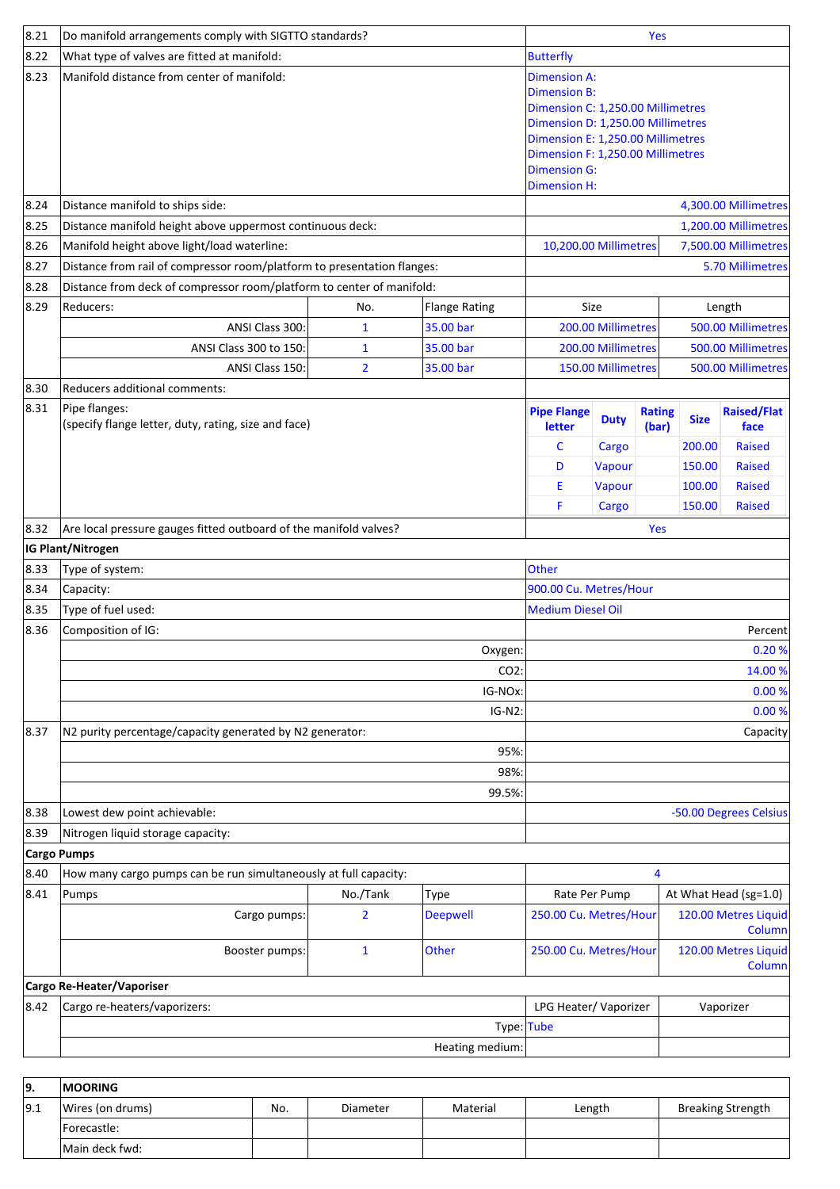| | | | | | |
|---|---|---|---|---|---|
| 8.21 | Do manifold arrangements comply with SIGTTO standards? | | | Yes | |
| 8.22 | What type of valves are fitted at manifold: | | | Butterfly | |
| 8.23 | Manifold distance from center of manifold: | | | Dimension A:<br>Dimension B:<br>Dimension C: 1,250.00 Millimetres<br>Dimension D: 1,250.00 Millimetres<br>Dimension E: 1,250.00 Millimetres<br>Dimension F: 1,250.00 Millimetres<br>Dimension G:<br>Dimension H: | |
| 8.24 | Distance manifold to ships side: | | | | 4,300.00 Millimetres |
| 8.25 | Distance manifold height above uppermost continuous deck: | | | | 1,200.00 Millimetres |
| 8.26 | Manifold height above light/load waterline: | | | 10,200.00 Millimetres | 7,500.00 Millimetres |
| 8.27 | Distance from rail of compressor room/platform to presentation flanges: | | | | 5.70 Millimetres |
| 8.28 | Distance from deck of compressor room/platform to center of manifold: | | | | |
| 8.29 | Reducers: | No. | Flange Rating | Size | Length |
| | ANSI Class 300: | 1 | 35.00 bar | 200.00 Millimetres | 500.00 Millimetres |
| | ANSI Class 300 to 150: | 1 | 35.00 bar | 200.00 Millimetres | 500.00 Millimetres |
| | ANSI Class 150: | 2 | 35.00 bar | 150.00 Millimetres | 500.00 Millimetres |
| 8.30 | Reducers additional comments: | | | | |

**8.31** Pipe flanges: (specify flange letter, duty, rating, size and face)

| Pipe Flange letter | Duty | Rating (bar) | Size | Raised/Flat face |
|---|---|---|---|---|
| C | Cargo | | 200.00 | Raised |
| D | Vapour | | 150.00 | Raised |
| E | Vapour | | 100.00 | Raised |
| F | Cargo | | 150.00 | Raised |

| | | |
|---|---|---|
| 8.32 | Are local pressure gauges fitted outboard of the manifold valves? | Yes |

**IG Plant/Nitrogen**

| | | |
|---|---|---|
| 8.33 | Type of system: | Other |
| 8.34 | Capacity: | 900.00 Cu. Metres/Hour |
| 8.35 | Type of fuel used: | Medium Diesel Oil |
| 8.36 | Composition of IG: | Percent |
| | Oxygen: | 0.20 % |
| | CO2: | 14.00 % |
| | IG-NOx: | 0.00 % |
| | IG-N2: | 0.00 % |
| 8.37 | N2 purity percentage/capacity generated by N2 generator: | Capacity |
| | 95%: | |
| | 98%: | |
| | 99.5%: | |
| 8.38 | Lowest dew point achievable: | -50.00 Degrees Celsius |
| 8.39 | Nitrogen liquid storage capacity: | |

**Cargo Pumps**

| | | | | | |
|---|---|---|---|---|---|
| 8.40 | How many cargo pumps can be run simultaneously at full capacity: | | | 4 | |
| 8.41 | Pumps | No./Tank | Type | Rate Per Pump | At What Head (sg=1.0) |
| | Cargo pumps: | 2 | Deepwell | 250.00 Cu. Metres/Hour | 120.00 Metres Liquid Column |
| | Booster pumps: | 1 | Other | 250.00 Cu. Metres/Hour | 120.00 Metres Liquid Column |

**Cargo Re-Heater/Vaporiser**

| | | | |
|---|---|---|---|
| 8.42 | Cargo re-heaters/vaporizers: | LPG Heater/ Vaporizer | Vaporizer |
| | Type: | Tube | |
| | Heating medium: | | |

| 9. | MOORING | | | | | |
|---|---|---|---|---|---|---|
| 9.1 | Wires (on drums) | No. | Diameter | Material | Length | Breaking Strength |
| | Forecastle: | | | | | |
| | Main deck fwd: | | | | | |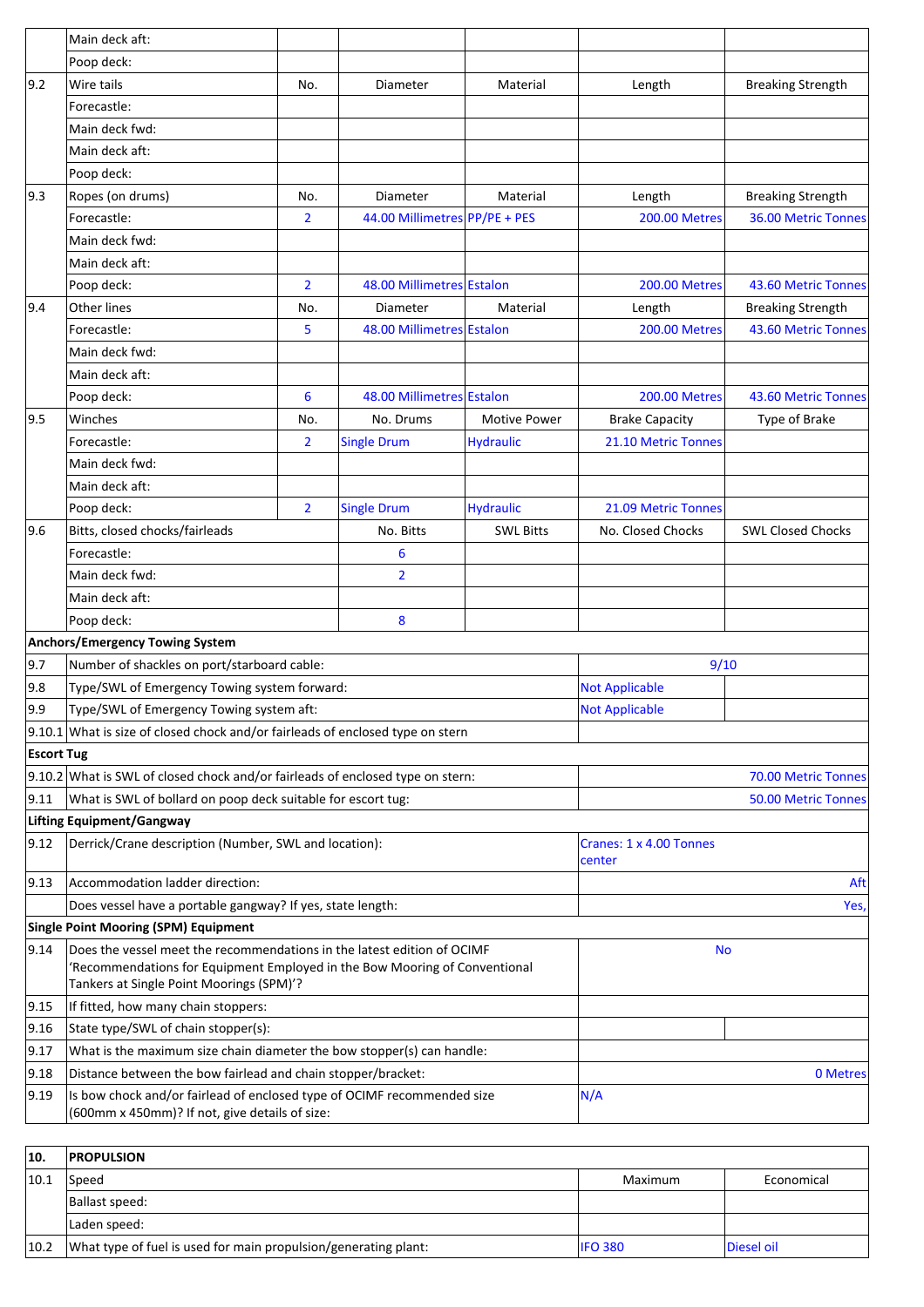| | | | | | | |
|---|---|---|---|---|---|---|
| | Main deck aft: | | | | | |
| | Poop deck: | | | | | |
| 9.2 | Wire tails | No. | Diameter | Material | Length | Breaking Strength |
| | Forecastle: | | | | | |
| | Main deck fwd: | | | | | |
| | Main deck aft: | | | | | |
| | Poop deck: | | | | | |
| 9.3 | Ropes (on drums) | No. | Diameter | Material | Length | Breaking Strength |
| | Forecastle: | 2 | 44.00 Millimetres | PP/PE + PES | 200.00 Metres | 36.00 Metric Tonnes |
| | Main deck fwd: | | | | | |
| | Main deck aft: | | | | | |
| | Poop deck: | 2 | 48.00 Millimetres | Estalon | 200.00 Metres | 43.60 Metric Tonnes |
| 9.4 | Other lines | No. | Diameter | Material | Length | Breaking Strength |
| | Forecastle: | 5 | 48.00 Millimetres | Estalon | 200.00 Metres | 43.60 Metric Tonnes |
| | Main deck fwd: | | | | | |
| | Main deck aft: | | | | | |
| | Poop deck: | 6 | 48.00 Millimetres | Estalon | 200.00 Metres | 43.60 Metric Tonnes |
| 9.5 | Winches | No. | No. Drums | Motive Power | Brake Capacity | Type of Brake |
| | Forecastle: | 2 | Single Drum | Hydraulic | 21.10 Metric Tonnes | |
| | Main deck fwd: | | | | | |
| | Main deck aft: | | | | | |
| | Poop deck: | 2 | Single Drum | Hydraulic | 21.09 Metric Tonnes | |
| 9.6 | Bitts, closed chocks/fairleads | | No. Bitts | SWL Bitts | No. Closed Chocks | SWL Closed Chocks |
| | Forecastle: | | 6 | | | |
| | Main deck fwd: | | 2 | | | |
| | Main deck aft: | | | | | |
| | Poop deck: | | 8 | | | |

**Anchors/Emergency Towing System**

| | | | |
|---|---|---|---|
| 9.7 | Number of shackles on port/starboard cable: | 9/10 | |
| 9.8 | Type/SWL of Emergency Towing system forward: | Not Applicable | |
| 9.9 | Type/SWL of Emergency Towing system aft: | Not Applicable | |
| 9.10.1 | What is size of closed chock and/or fairleads of enclosed type on stern | | |

**Escort Tug**

| | | |
|---|---|---|
| 9.10.2 | What is SWL of closed chock and/or fairleads of enclosed type on stern: | 70.00 Metric Tonnes |
| 9.11 | What is SWL of bollard on poop deck suitable for escort tug: | 50.00 Metric Tonnes |

**Lifting Equipment/Gangway**

| | | |
|---|---|---|
| 9.12 | Derrick/Crane description (Number, SWL and location): | Cranes: 1 x 4.00 Tonnes center |
| 9.13 | Accommodation ladder direction: | Aft |
| | Does vessel have a portable gangway? If yes, state length: | Yes, |

**Single Point Mooring (SPM) Equipment**

| | | | |
|---|---|---|---|
| 9.14 | Does the vessel meet the recommendations in the latest edition of OCIMF 'Recommendations for Equipment Employed in the Bow Mooring of Conventional Tankers at Single Point Moorings (SPM)'? | No | |
| 9.15 | If fitted, how many chain stoppers: | | |
| 9.16 | State type/SWL of chain stopper(s): | | |
| 9.17 | What is the maximum size chain diameter the bow stopper(s) can handle: | | |
| 9.18 | Distance between the bow fairlead and chain stopper/bracket: | 0 Metres | |
| 9.19 | Is bow chock and/or fairlead of enclosed type of OCIMF recommended size (600mm x 450mm)? If not, give details of size: | N/A | |

| 10. | PROPULSION | | |
|---|---|---|---|
| 10.1 | Speed | Maximum | Economical |
| | Ballast speed: | | |
| | Laden speed: | | |
| 10.2 | What type of fuel is used for main propulsion/generating plant: | IFO 380 | Diesel oil |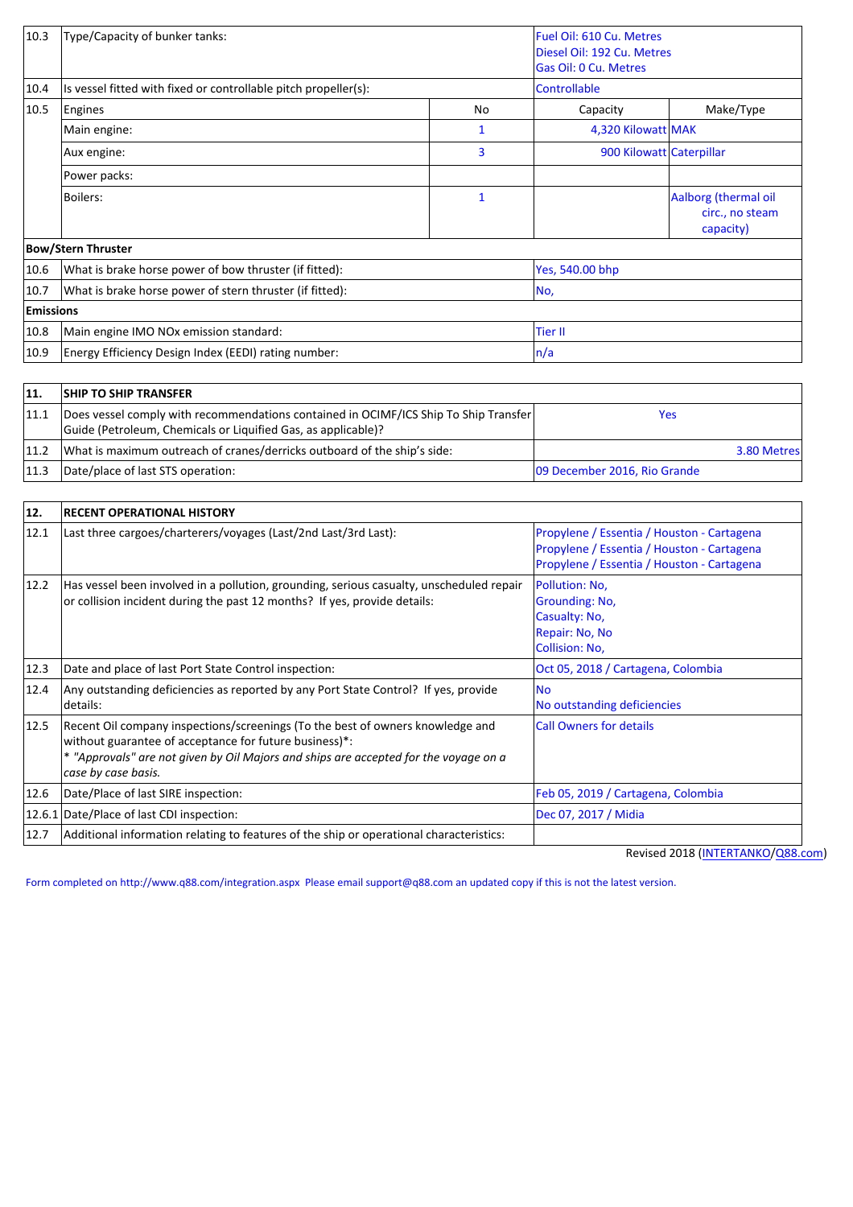| | | | | | |
|---|---|---|---|---|---|
| 10.3 | Type/Capacity of bunker tanks: | | Fuel Oil: 610 Cu. Metres<br>Diesel Oil: 192 Cu. Metres<br>Gas Oil: 0 Cu. Metres | | |
| 10.4 | Is vessel fitted with fixed or controllable pitch propeller(s): | | Controllable | | |
| 10.5 | Engines | No | Capacity | Make/Type | |
| | Main engine: | 1 | 4,320 Kilowatt | MAK | |
| | Aux engine: | 3 | 900 Kilowatt | Caterpillar | |
| | Power packs: | | | | |
| | Boilers: | 1 | | Aalborg (thermal oil circ., no steam capacity) | |
| **Bow/Stern Thruster** | | | | | |
| 10.6 | What is brake horse power of bow thruster (if fitted): | | Yes, 540.00 bhp | | |
| 10.7 | What is brake horse power of stern thruster (if fitted): | | No, | | |
| **Emissions** | | | | | |
| 10.8 | Main engine IMO NOx emission standard: | | Tier II | | |
| 10.9 | Energy Efficiency Design Index (EEDI) rating number: | | n/a | | |

| **11.** | **SHIP TO SHIP TRANSFER** | |
|---|---|---|
| 11.1 | Does vessel comply with recommendations contained in OCIMF/ICS Ship To Ship Transfer Guide (Petroleum, Chemicals or Liquified Gas, as applicable)? | Yes |
| 11.2 | What is maximum outreach of cranes/derricks outboard of the ship's side: | 3.80 Metres |
| 11.3 | Date/place of last STS operation: | 09 December 2016, Rio Grande |

| **12.** | **RECENT OPERATIONAL HISTORY** | |
|---|---|---|
| 12.1 | Last three cargoes/charterers/voyages (Last/2nd Last/3rd Last): | Propylene / Essentia / Houston - Cartagena<br>Propylene / Essentia / Houston - Cartagena<br>Propylene / Essentia / Houston - Cartagena |
| 12.2 | Has vessel been involved in a pollution, grounding, serious casualty, unscheduled repair or collision incident during the past 12 months? If yes, provide details: | Pollution: No,<br>Grounding: No,<br>Casualty: No,<br>Repair: No, No<br>Collision: No, |
| 12.3 | Date and place of last Port State Control inspection: | Oct 05, 2018 / Cartagena, Colombia |
| 12.4 | Any outstanding deficiencies as reported by any Port State Control? If yes, provide details: | No<br>No outstanding deficiencies |
| 12.5 | Recent Oil company inspections/screenings (To the best of owners knowledge and without guarantee of acceptance for future business)*:<br>* *"Approvals" are not given by Oil Majors and ships are accepted for the voyage on a case by case basis.* | Call Owners for details |
| 12.6 | Date/Place of last SIRE inspection: | Feb 05, 2019 / Cartagena, Colombia |
| 12.6.1 | Date/Place of last CDI inspection: | Dec 07, 2017 / Midia |
| 12.7 | Additional information relating to features of the ship or operational characteristics: | |

Revised 2018 (INTERTANKO/Q88.com)

Form completed on http://www.q88.com/integration.aspx Please email support@q88.com an updated copy if this is not the latest version.